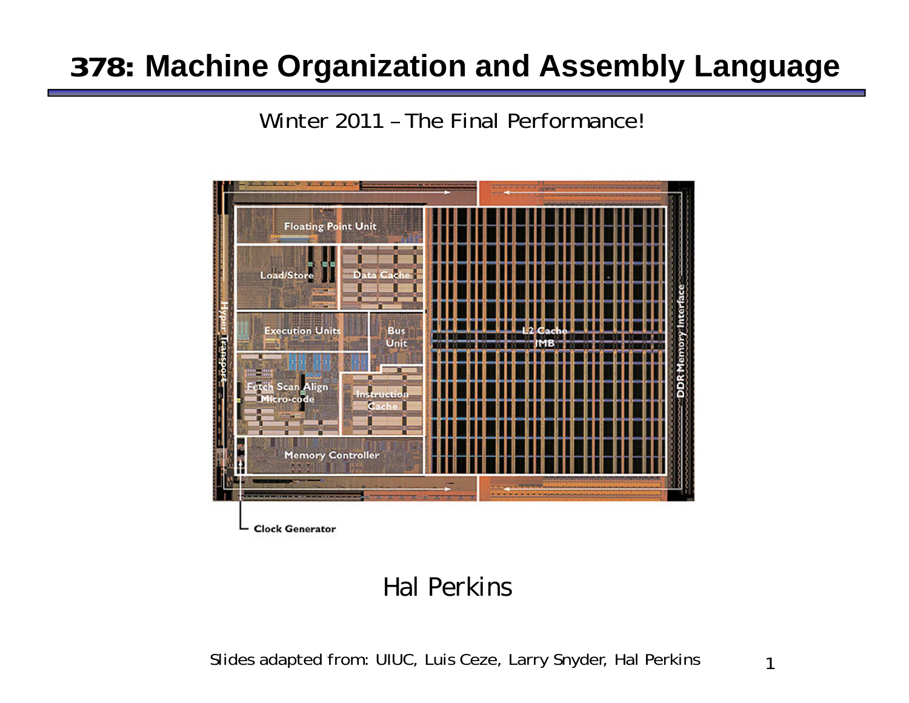# 378: Machine Organization and Assembly Language

Winter 2011 – The Final Performance!

Hal Perkins

Slides adapted from: UIUC, Luis Ceze, Larry Snyder, Hal Perkins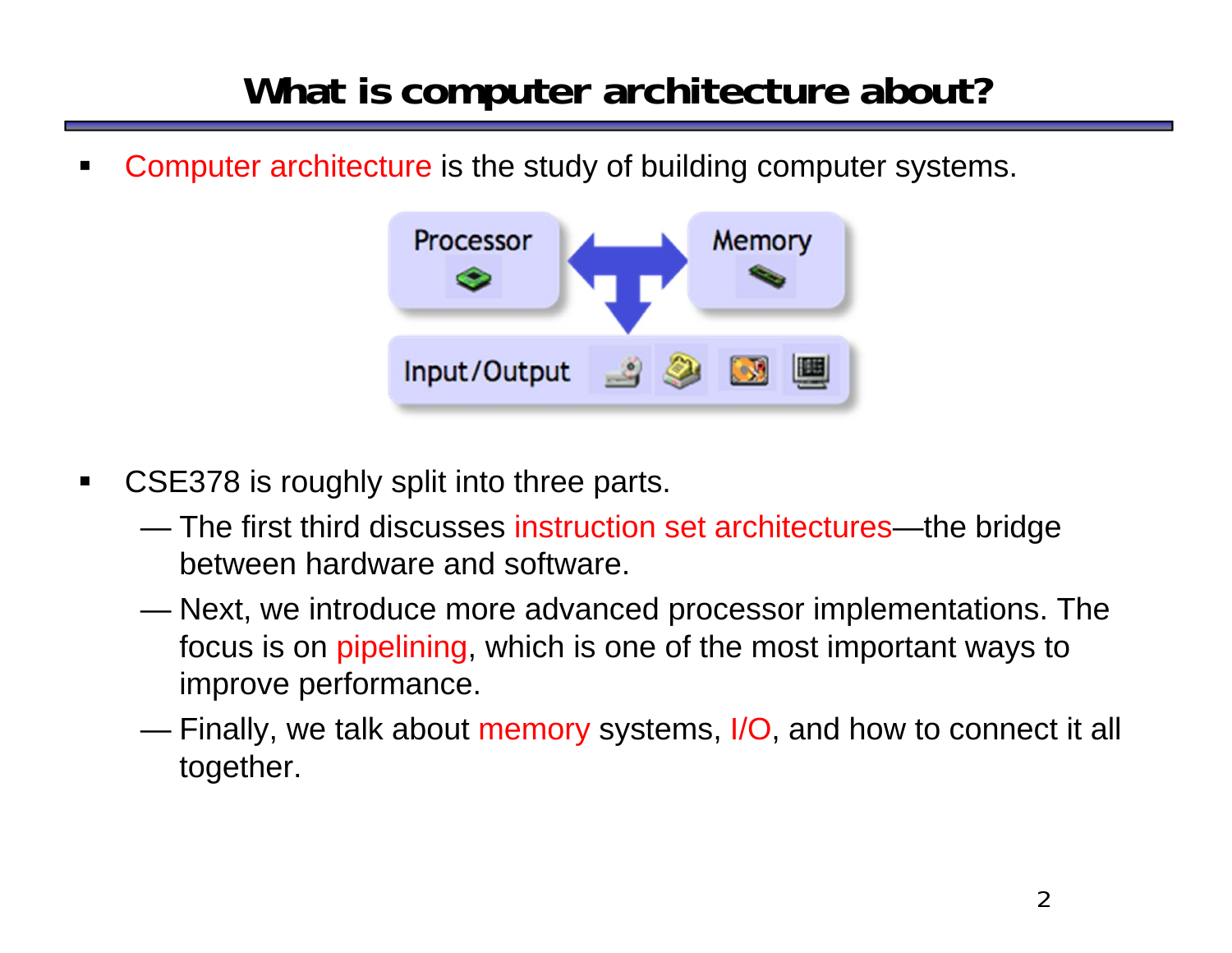# What is computer architecture about?

- Computer architecture is the study of building computer systems.

- CSE378 is roughly split into three parts.
  - — The first third discusses instruction set architectures—the bridge between hardware and software.
  - — Next, we introduce more advanced processor implementations. The focus is on pipelining, which is one of the most important ways to improve performance.
  - — Finally, we talk about memory systems, I/O, and how to connect it all together.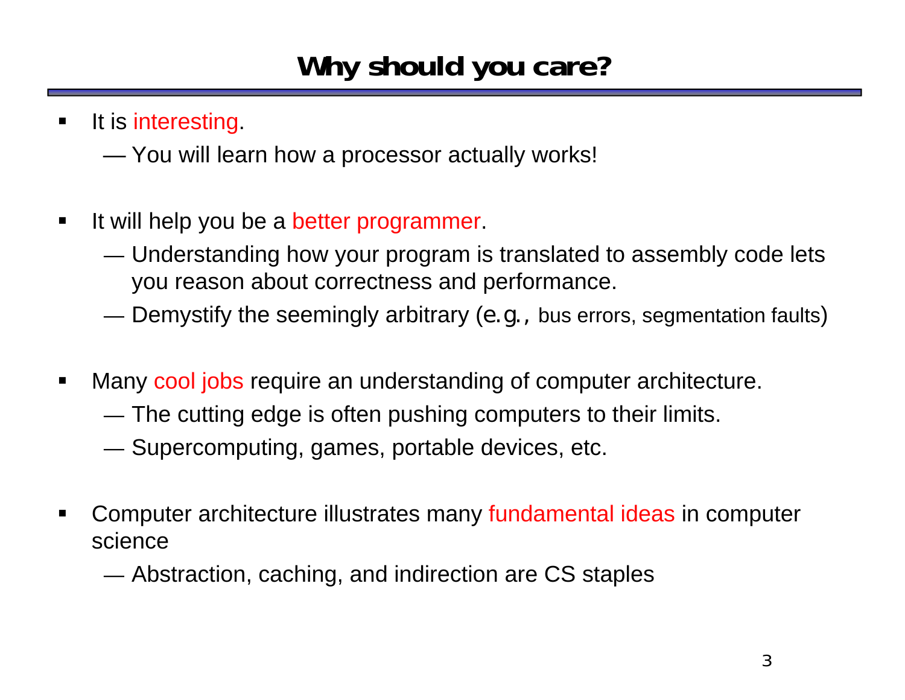# Why should you care?

- It is interesting.
  - You will learn how a processor actually works!
- It will help you be a better programmer.
  - Understanding how your program is translated to assembly code lets you reason about correctness and performance.
  - Demystify the seemingly arbitrary (e.g., bus errors, segmentation faults)
- Many cool jobs require an understanding of computer architecture.
  - The cutting edge is often pushing computers to their limits.
  - Supercomputing, games, portable devices, etc.
- Computer architecture illustrates many fundamental ideas in computer science
  - Abstraction, caching, and indirection are CS staples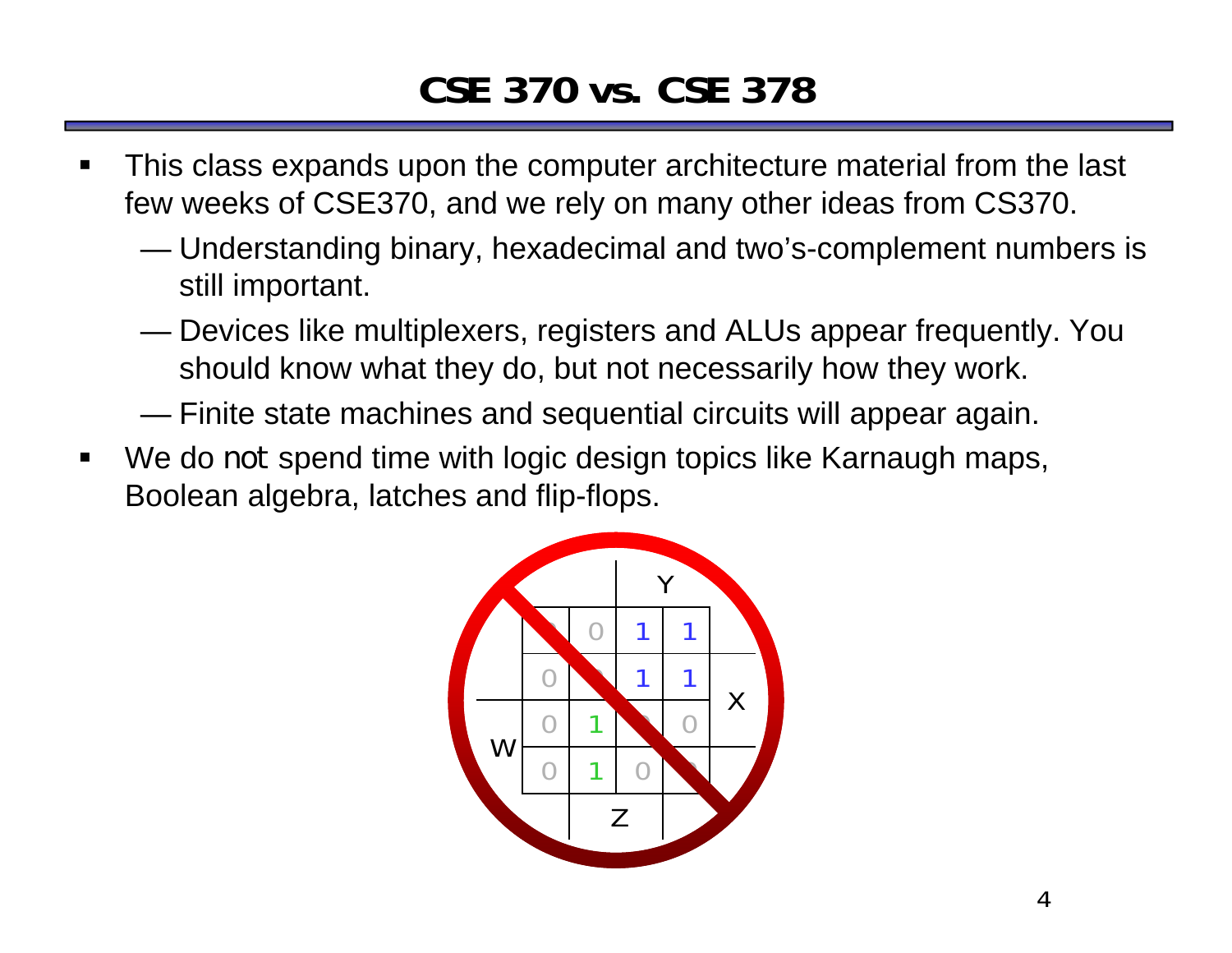# CSE 370 vs. CSE 378

- This class expands upon the computer architecture material from the last few weeks of CSE370, and we rely on many other ideas from CS370.
  - Understanding binary, hexadecimal and two's-complement numbers is still important.
  - Devices like multiplexers, registers and ALUs appear frequently. You should know what they do, but not necessarily how they work.
  - Finite state machines and sequential circuits will appear again.
- We do *not* spend time with logic design topics like Karnaugh maps, Boolean algebra, latches and flip-flops.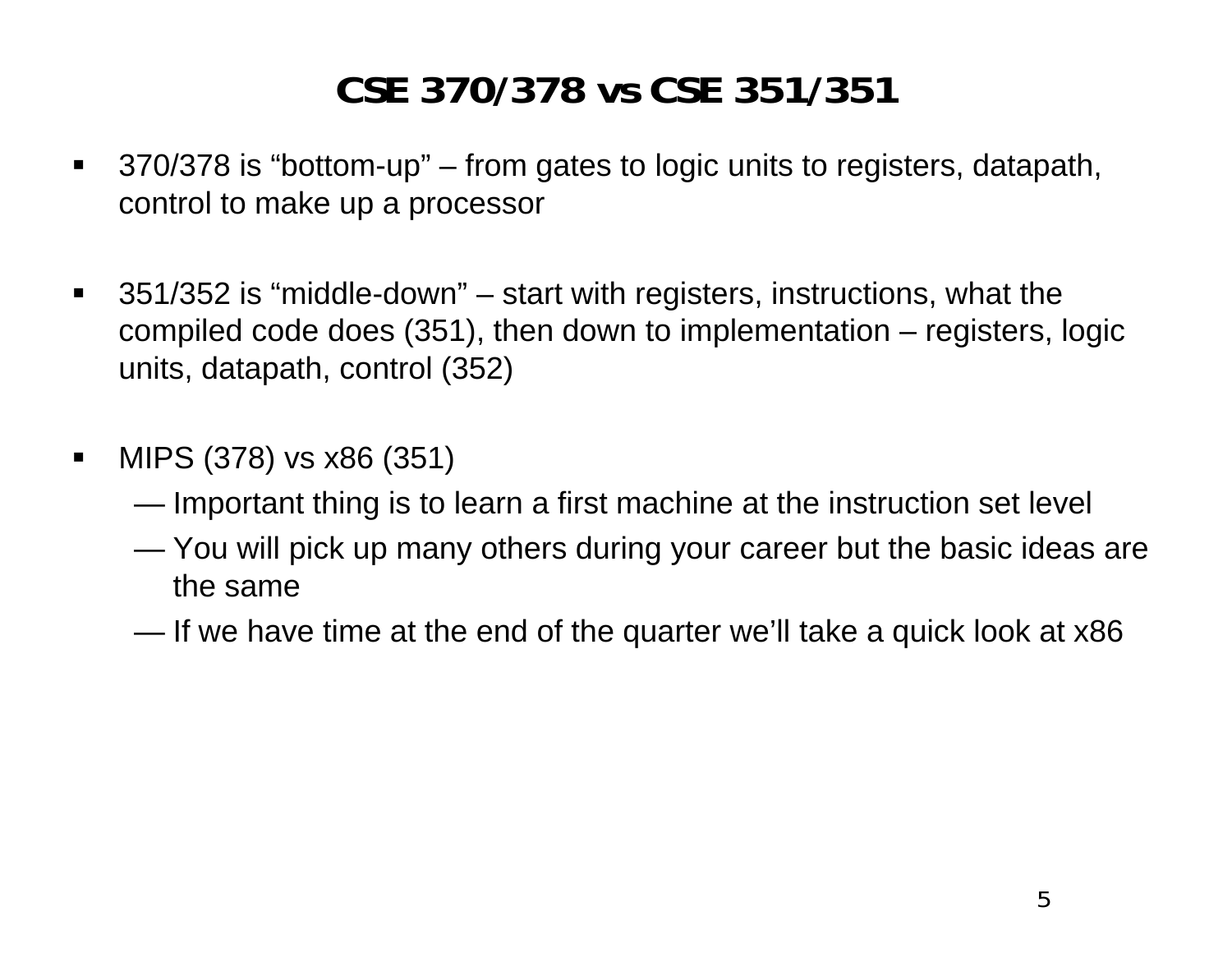# CSE 370/378 vs CSE 351/351

- 370/378 is "bottom-up" – from gates to logic units to registers, datapath, control to make up a processor

- 351/352 is "middle-down" – start with registers, instructions, what the compiled code does (351), then down to implementation – registers, logic units, datapath, control (352)

- MIPS (378) vs x86 (351)
  - Important thing is to learn a first machine at the instruction set level
  - You will pick up many others during your career but the basic ideas are the same
  - If we have time at the end of the quarter we'll take a quick look at x86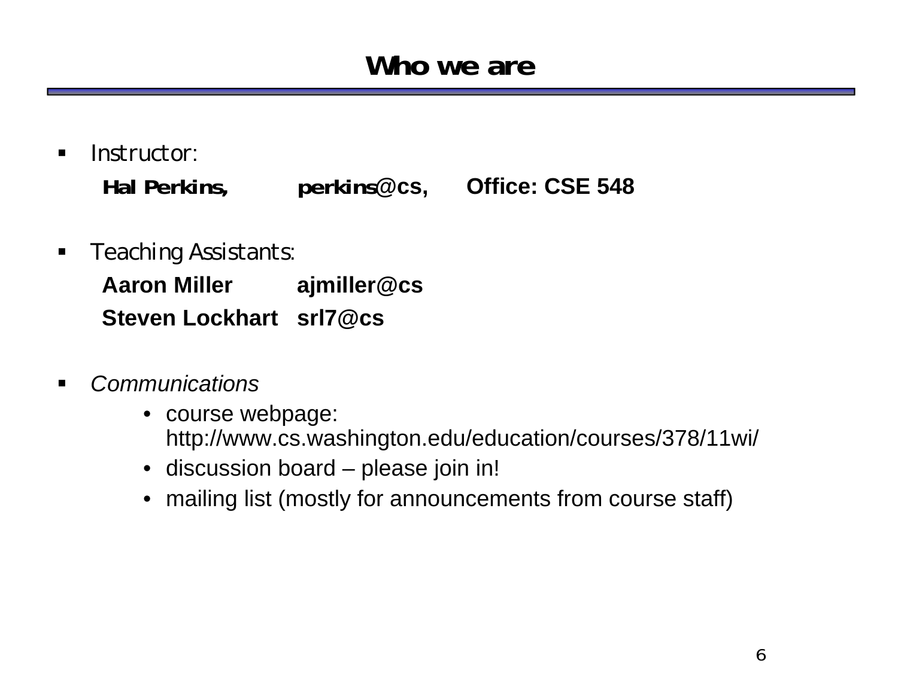# Who we are

- Instructor:

  **Hal Perkins, perkins@cs, Office: CSE 548**

- Teaching Assistants:

  **Aaron Miller ajmiller@cs**

  **Steven Lockhart srl7@cs**

- *Communications*
  - course webpage: http://www.cs.washington.edu/education/courses/378/11wi/
  - discussion board – please join in!
  - mailing list (mostly for announcements from course staff)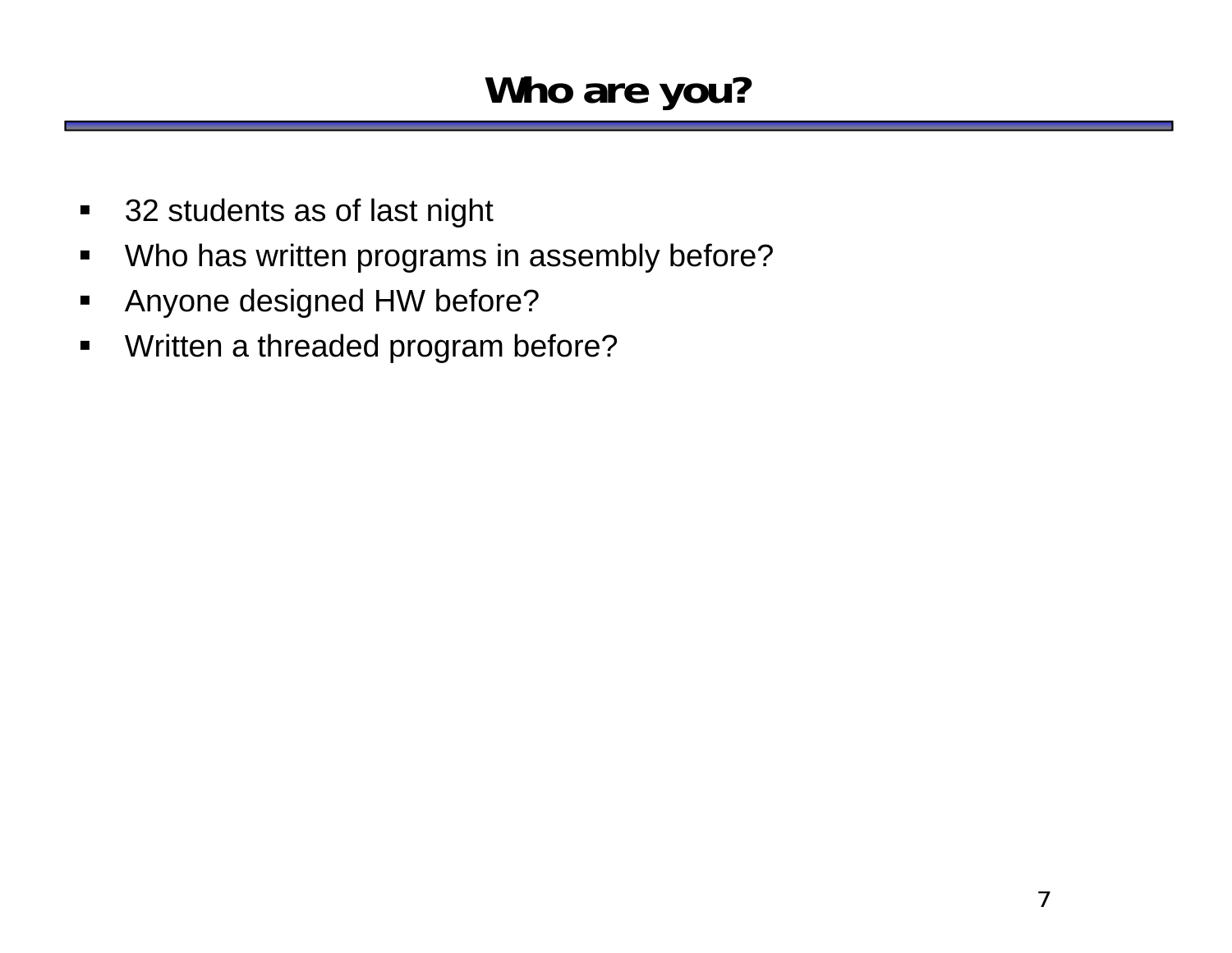# Who are you?

- 32 students as of last night
- Who has written programs in assembly before?
- Anyone designed HW before?
- Written a threaded program before?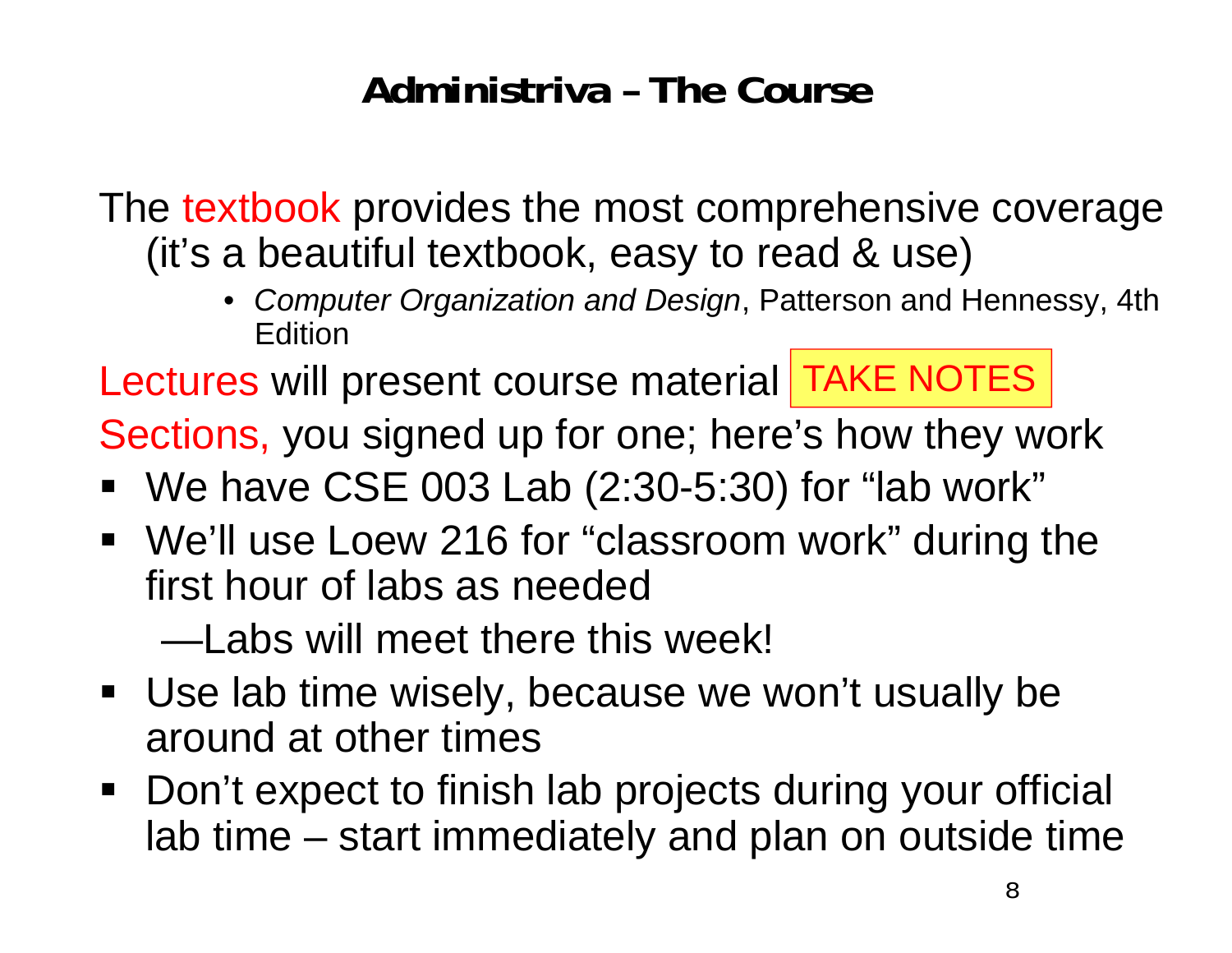# Administriva – The Course

The textbook provides the most comprehensive coverage (it's a beautiful textbook, easy to read & use)

- *Computer Organization and Design*, Patterson and Hennessy, 4th Edition

Lectures will present course material **TAKE NOTES**

Sections, you signed up for one; here's how they work

- We have CSE 003 Lab (2:30-5:30) for "lab work"
- We'll use Loew 216 for "classroom work" during the first hour of labs as needed
  - —Labs will meet there this week!
- Use lab time wisely, because we won't usually be around at other times
- Don't expect to finish lab projects during your official lab time – start immediately and plan on outside time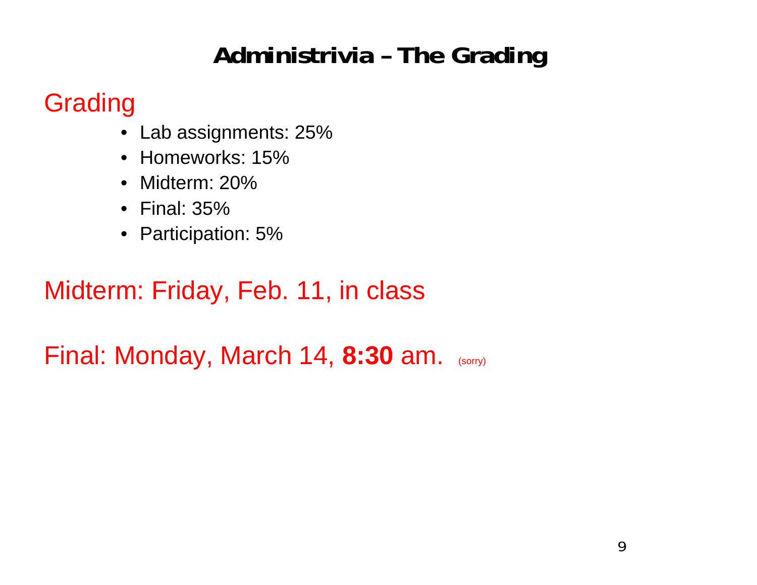# Administrivia – The Grading

## Grading

- Lab assignments: 25%
- Homeworks: 15%
- Midterm: 20%
- Final: 35%
- Participation: 5%

## Midterm: Friday, Feb. 11, in class

## Final: Monday, March 14, **8:30** am. (sorry)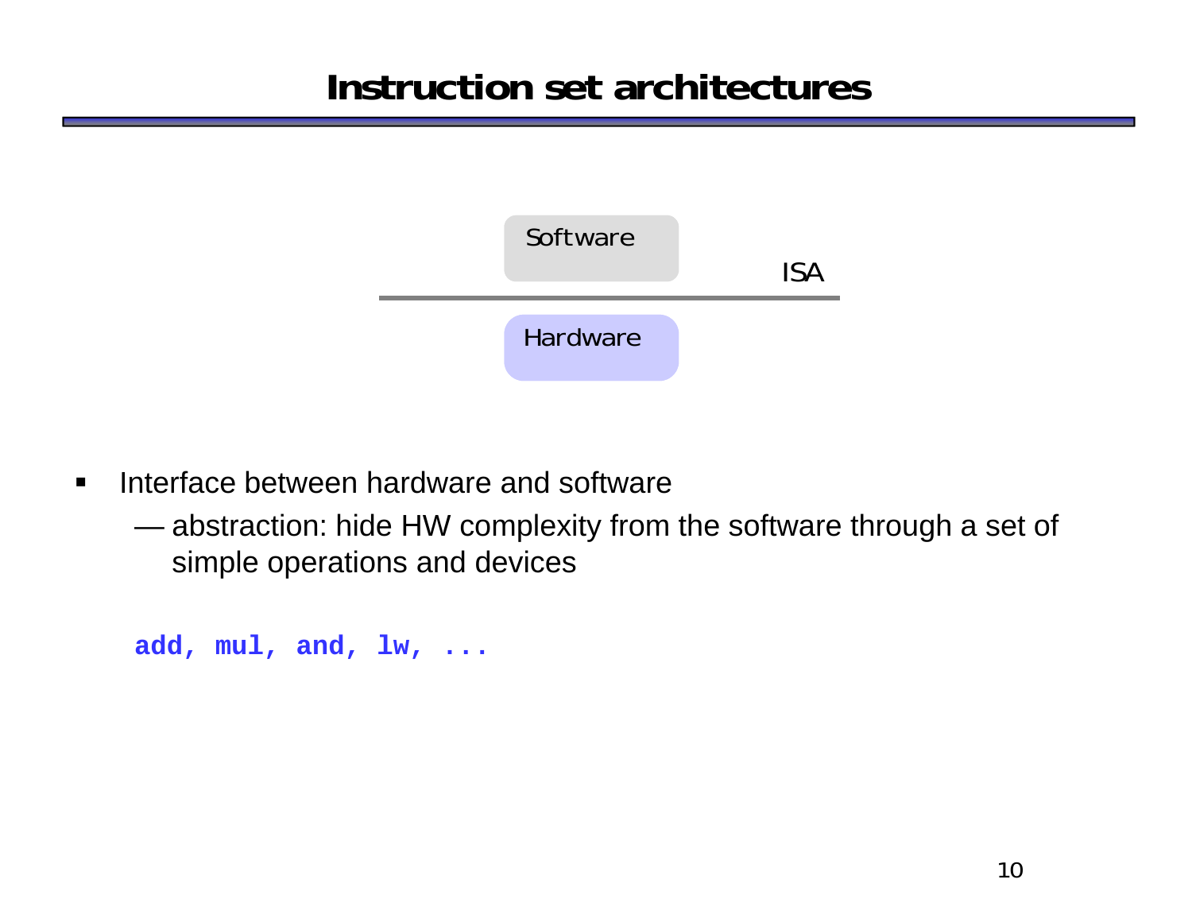# Instruction set architectures

Software

ISA

Hardware

- Interface between hardware and software
  - — abstraction: hide HW complexity from the software through a set of simple operations and devices

```
add, mul, and, lw, ...
```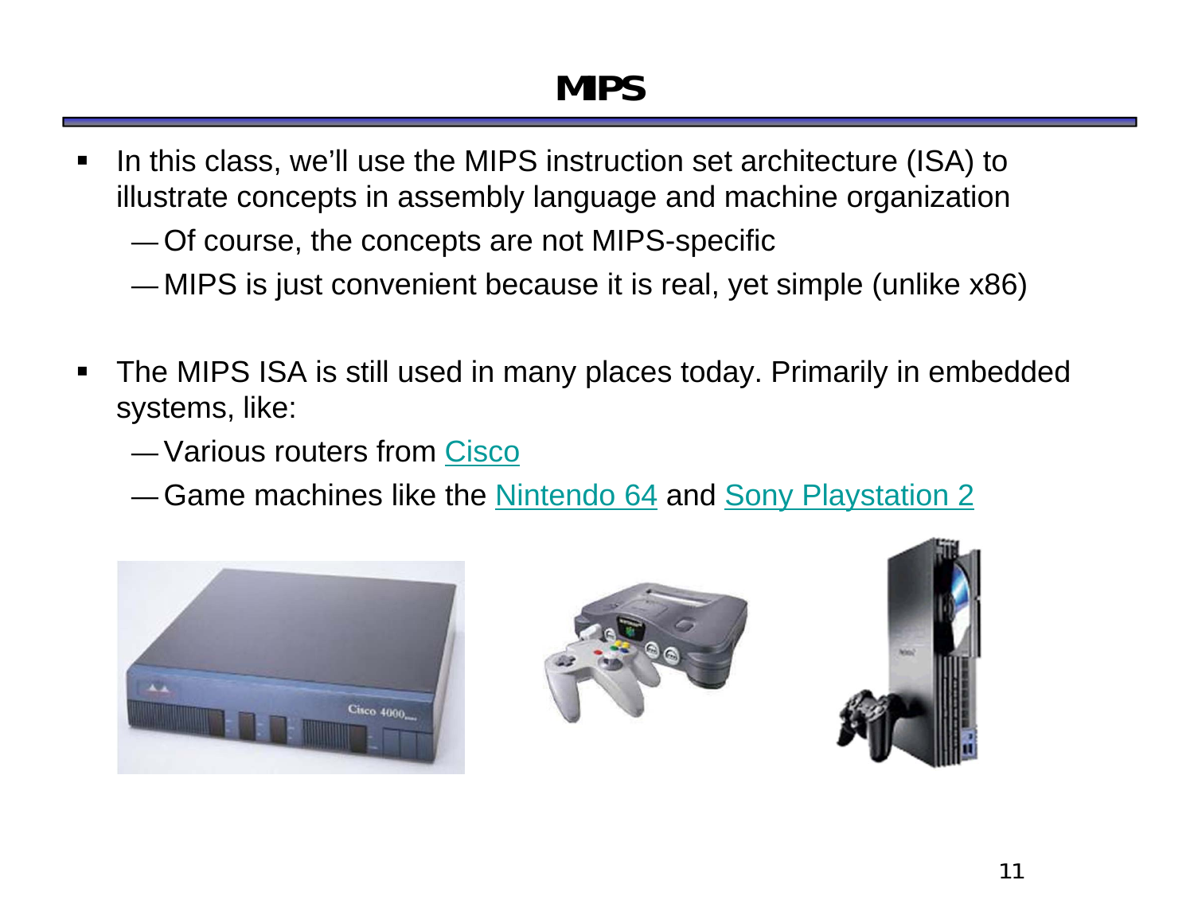# MIPS

- In this class, we'll use the MIPS instruction set architecture (ISA) to illustrate concepts in assembly language and machine organization
  - Of course, the concepts are not MIPS-specific
  - MIPS is just convenient because it is real, yet simple (unlike x86)

- The MIPS ISA is still used in many places today. Primarily in embedded systems, like:
  - Various routers from Cisco
  - Game machines like the Nintendo 64 and Sony Playstation 2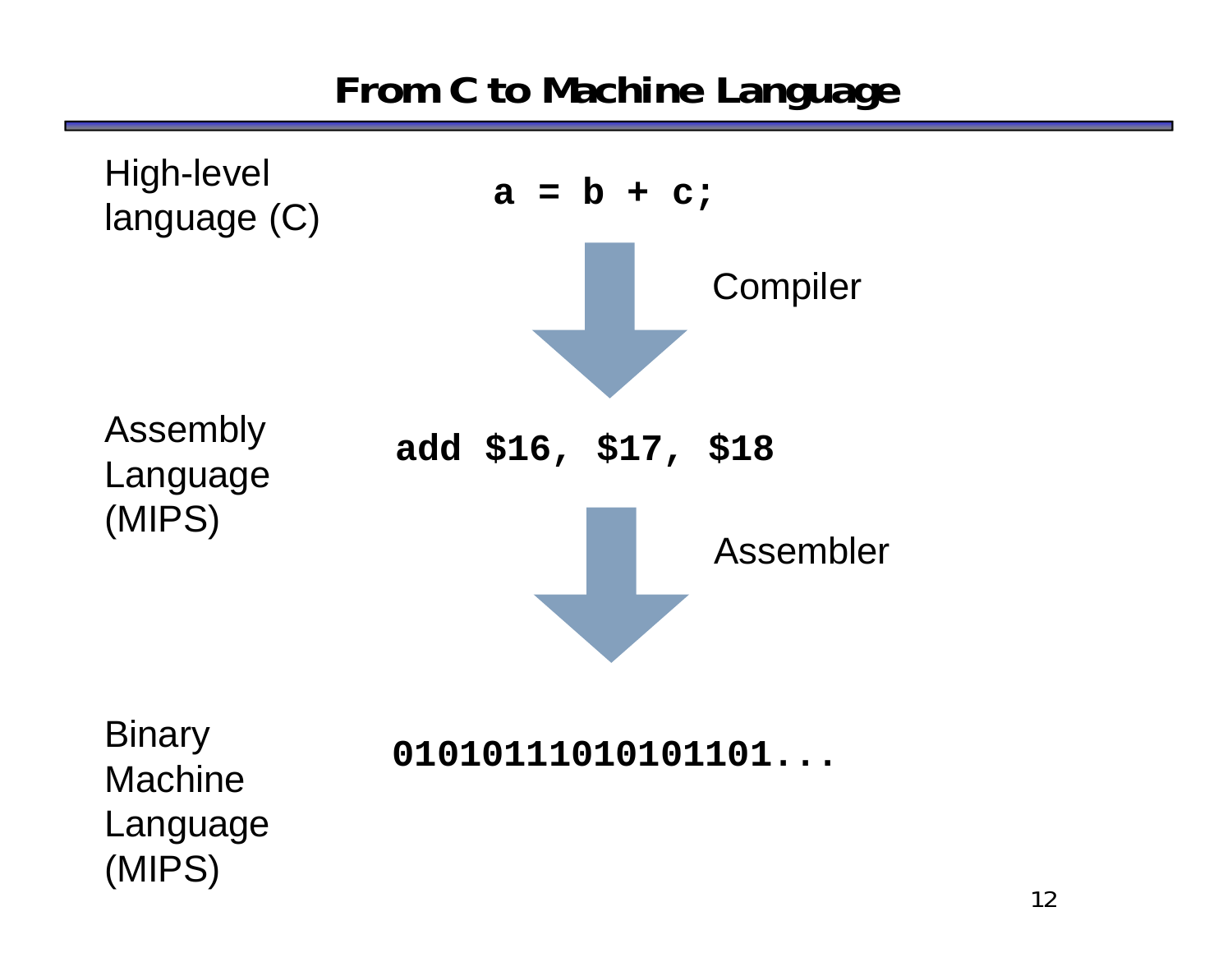# From C to Machine Language

High-level language (C)

```
a = b + c;
```

↓ Compiler

Assembly Language (MIPS)

```
add $16, $17, $18
```

↓ Assembler

Binary Machine Language (MIPS)

```
0101011101010110 1...
```

# From C to Machine Language

High-level language (C)

```
a = b + c;
```

↓ Compiler

Assembly Language (MIPS)

```
add $16, $17, $18
```

↓ Assembler

Binary Machine Language (MIPS)

```
01010111010101101...
```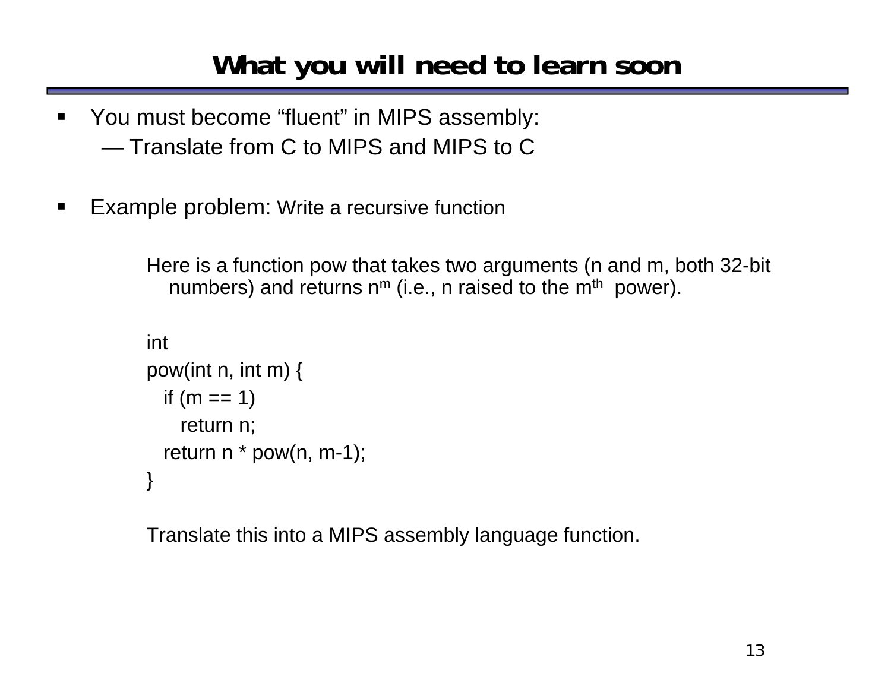# What you will need to learn soon

- You must become "fluent" in MIPS assembly:
  - — Translate from C to MIPS and MIPS to C

- Example problem: Write a recursive function

  Here is a function pow that takes two arguments (n and m, both 32-bit numbers) and returns $n^m$ (i.e., n raised to the $m^{th}$ power).

```
int
pow(int n, int m) {
  if (m == 1)
    return n;
  return n * pow(n, m-1);
}
```

  Translate this into a MIPS assembly language function.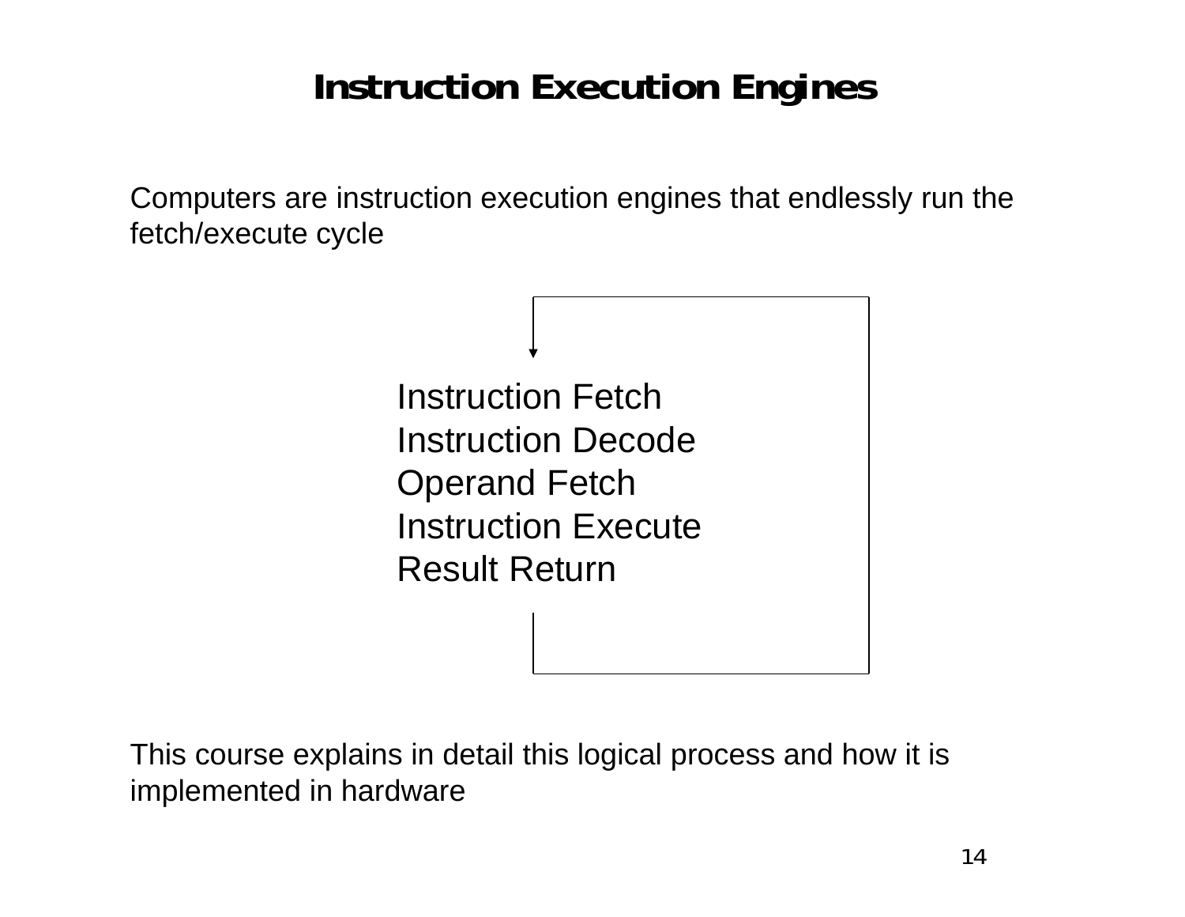# Instruction Execution Engines

Computers are instruction execution engines that endlessly run the fetch/execute cycle

Instruction Fetch
Instruction Decode
Operand Fetch
Instruction Execute
Result Return

This course explains in detail this logical process and how it is implemented in hardware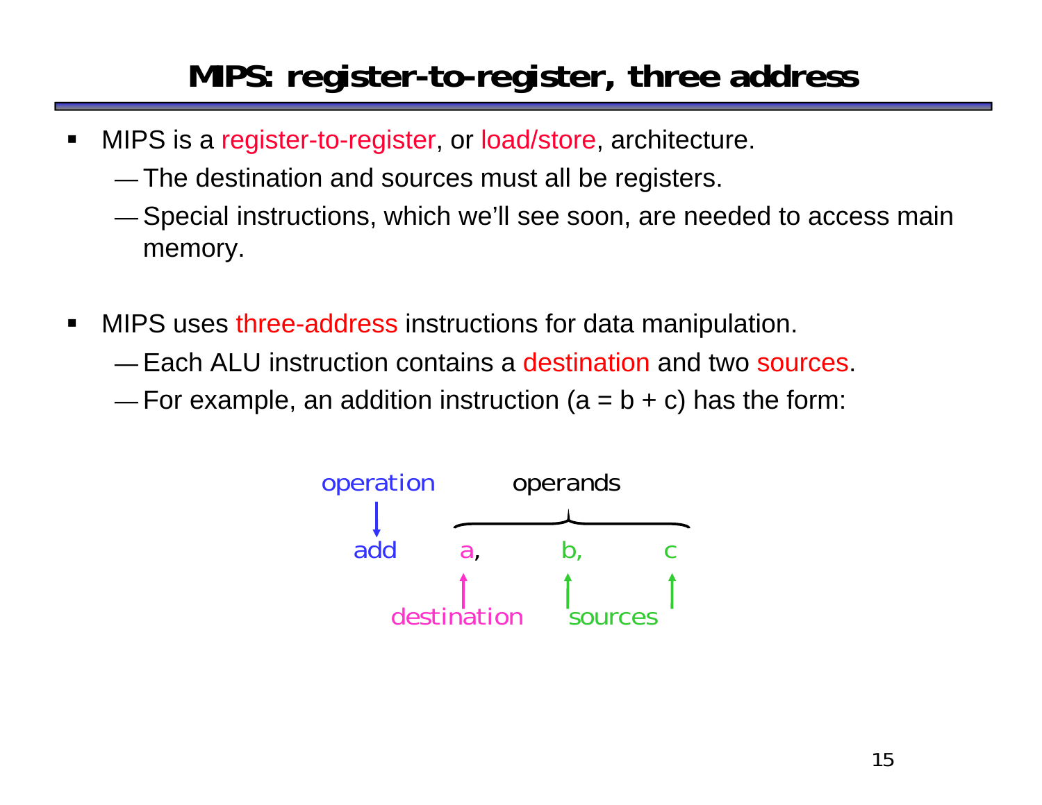# MIPS: register-to-register, three address

- MIPS is a register-to-register, or load/store, architecture.
  - The destination and sources must all be registers.
  - Special instructions, which we'll see soon, are needed to access main memory.

- MIPS uses three-address instructions for data manipulation.
  - Each ALU instruction contains a destination and two sources.
  - For example, an addition instruction (a = b + c) has the form:

```
operation        operands
    |      _______________________
    v     /                       \
   add     a,        b,        c
           ^         ^         ^
           |         |         |
      destination    sources
```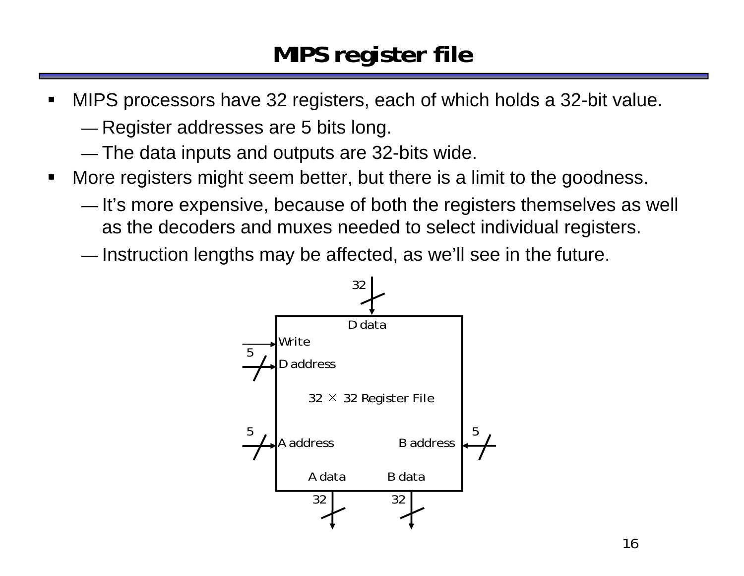# MIPS register file

- MIPS processors have 32 registers, each of which holds a 32-bit value.
  - — Register addresses are 5 bits long.
  - — The data inputs and outputs are 32-bits wide.
- More registers might seem better, but there is a limit to the goodness.
  - — It's more expensive, because of both the registers themselves as well as the decoders and muxes needed to select individual registers.
  - — Instruction lengths may be affected, as we'll see in the future.

32

D data

Write

5

D address

$32 \times 32$ Register File

5

A address

5

B address

A data

B data

32

32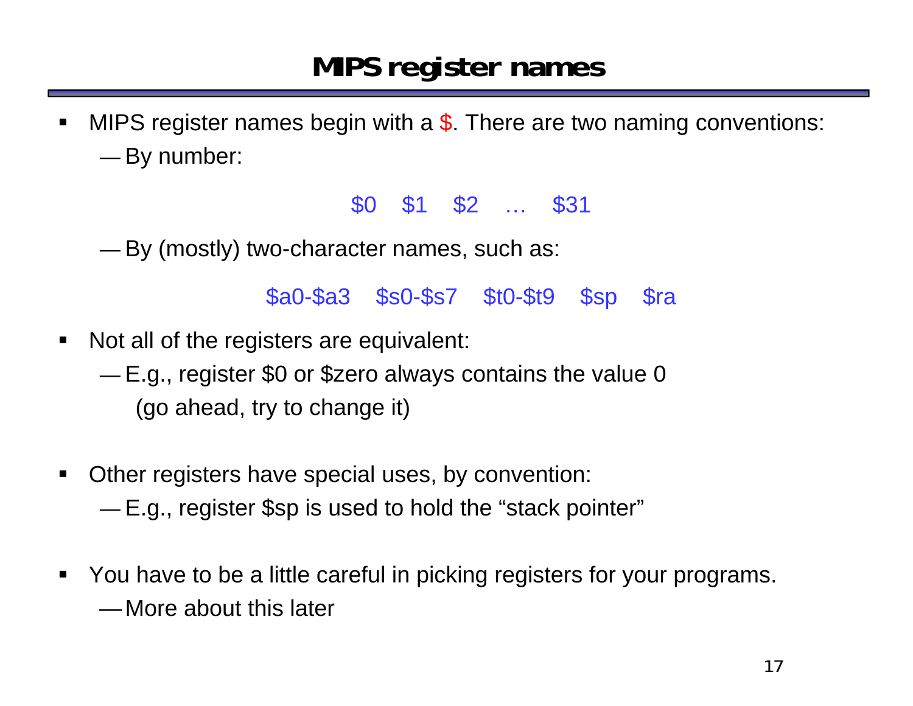# MIPS register names

- MIPS register names begin with a $. There are two naming conventions:
  - By number:

    $0   $1   $2   …   $31

  - By (mostly) two-character names, such as:

    $a0-$a3   $s0-$s7   $t0-$t9   $sp   $ra

- Not all of the registers are equivalent:
  - E.g., register $0 or $zero always contains the value 0
    (go ahead, try to change it)

- Other registers have special uses, by convention:
  - E.g., register $sp is used to hold the “stack pointer”

- You have to be a little careful in picking registers for your programs.
  - More about this later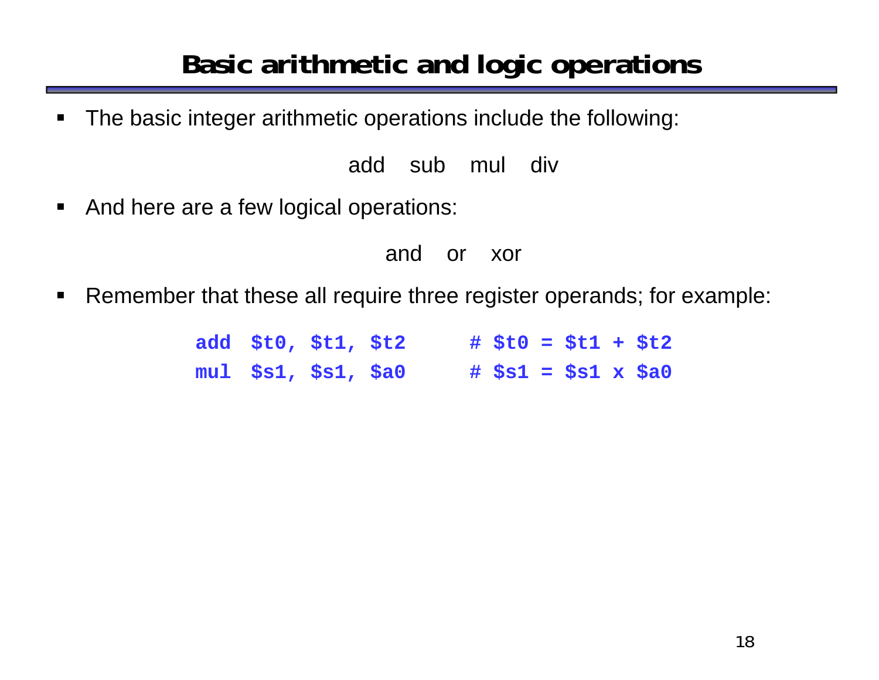# Basic arithmetic and logic operations

- The basic integer arithmetic operations include the following:

  add sub mul div

- And here are a few logical operations:

  and or xor

- Remember that these all require three register operands; for example:

```
add  $t0, $t1, $t2      # $t0 = $t1 + $t2
mul  $s1, $s1, $a0      # $s1 = $s1 x $a0
```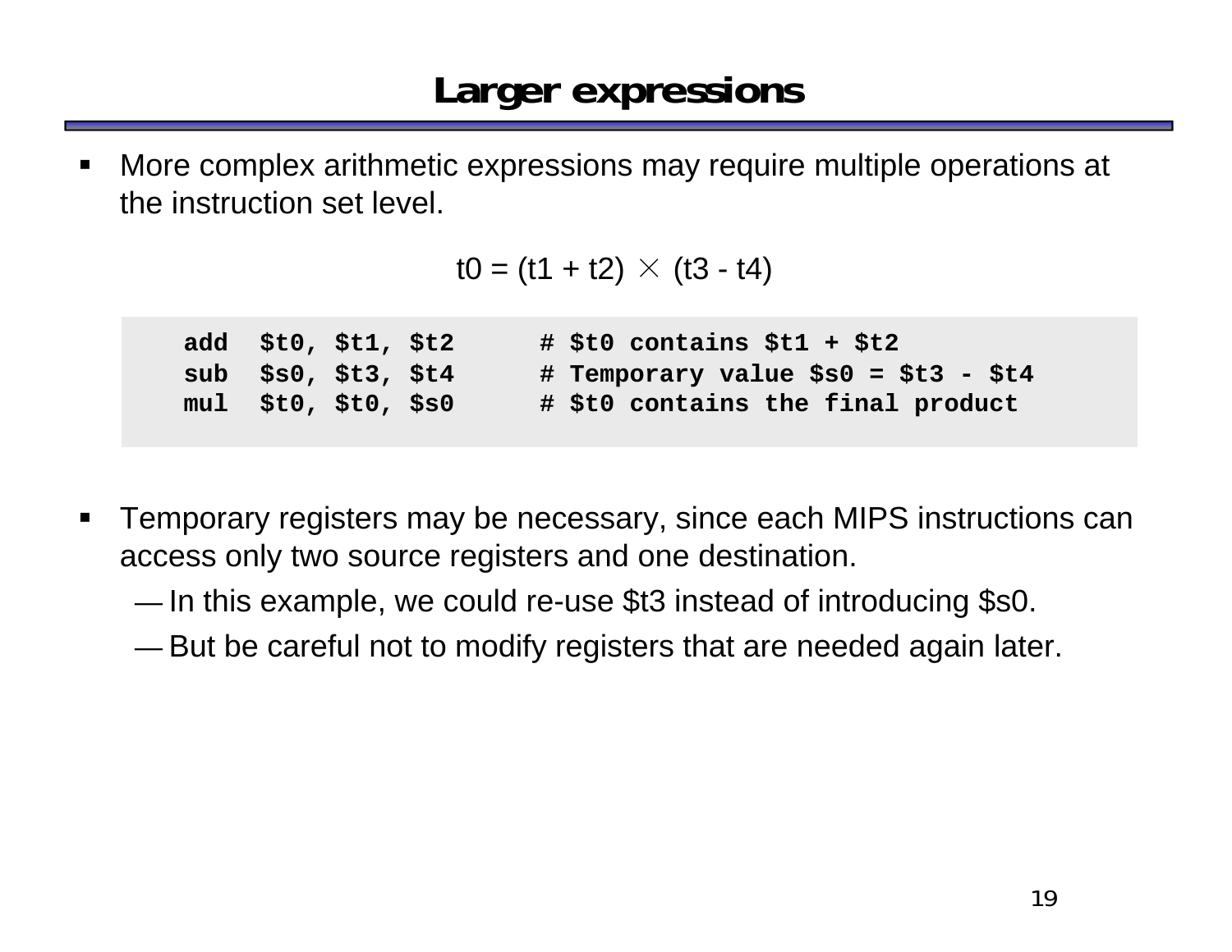# Larger expressions

- More complex arithmetic expressions may require multiple operations at the instruction set level.

$$t0 = (t1 + t2) \times (t3 - t4)$$

```
add  $t0, $t1, $t2      # $t0 contains $t1 + $t2
sub  $s0, $t3, $t4      # Temporary value $s0 = $t3 - $t4
mul  $t0, $t0, $s0      # $t0 contains the final product
```

- Temporary registers may be necessary, since each MIPS instructions can access only two source registers and one destination.
  - In this example, we could re-use $t3 instead of introducing $s0.
  - But be careful not to modify registers that are needed again later.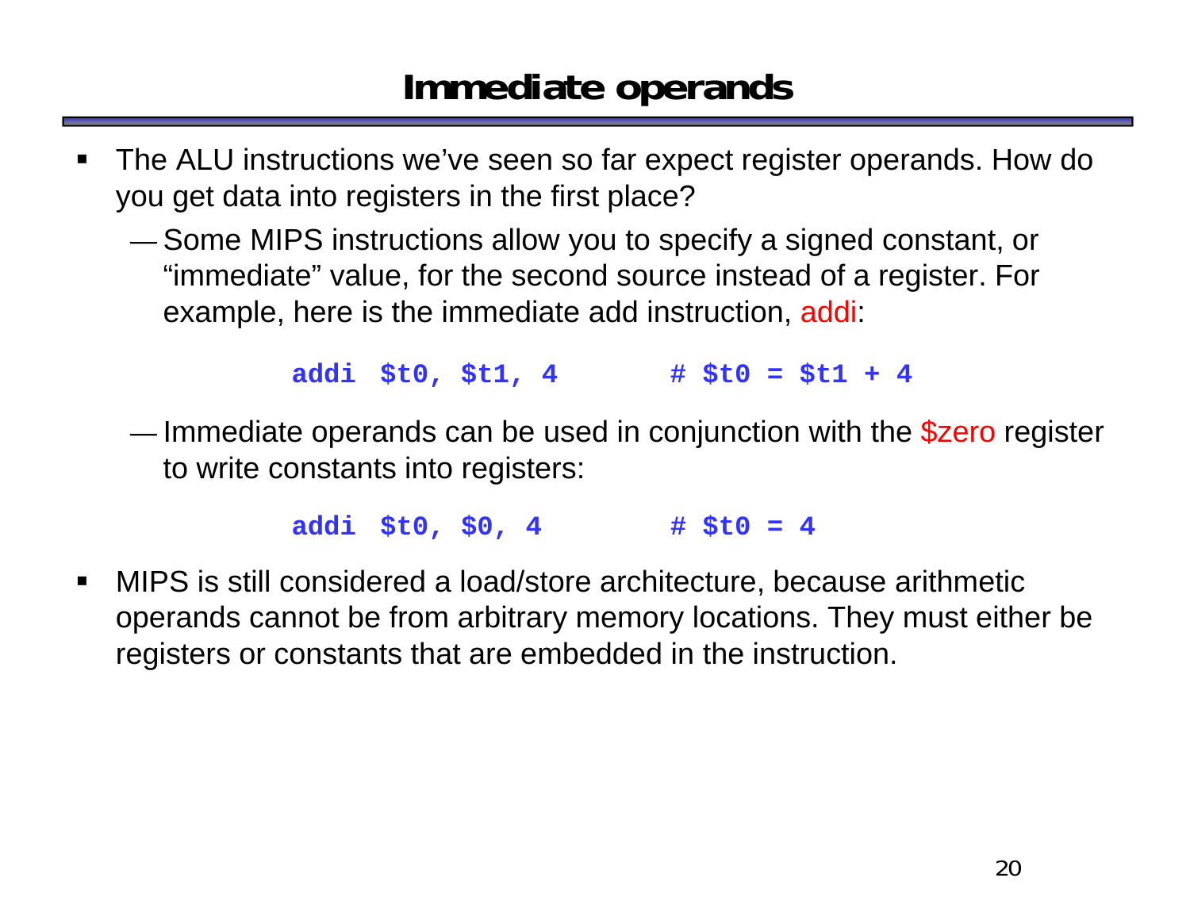# Immediate operands

- The ALU instructions we've seen so far expect register operands. How do you get data into registers in the first place?
  - Some MIPS instructions allow you to specify a signed constant, or "immediate" value, for the second source instead of a register. For example, here is the immediate add instruction, addi:

```
addi  $t0, $t1, 4       # $t0 = $t1 + 4
```

  - Immediate operands can be used in conjunction with the $zero register to write constants into registers:

```
addi  $t0, $0, 4        # $t0 = 4
```

- MIPS is still considered a load/store architecture, because arithmetic operands cannot be from arbitrary memory locations. They must either be registers or constants that are embedded in the instruction.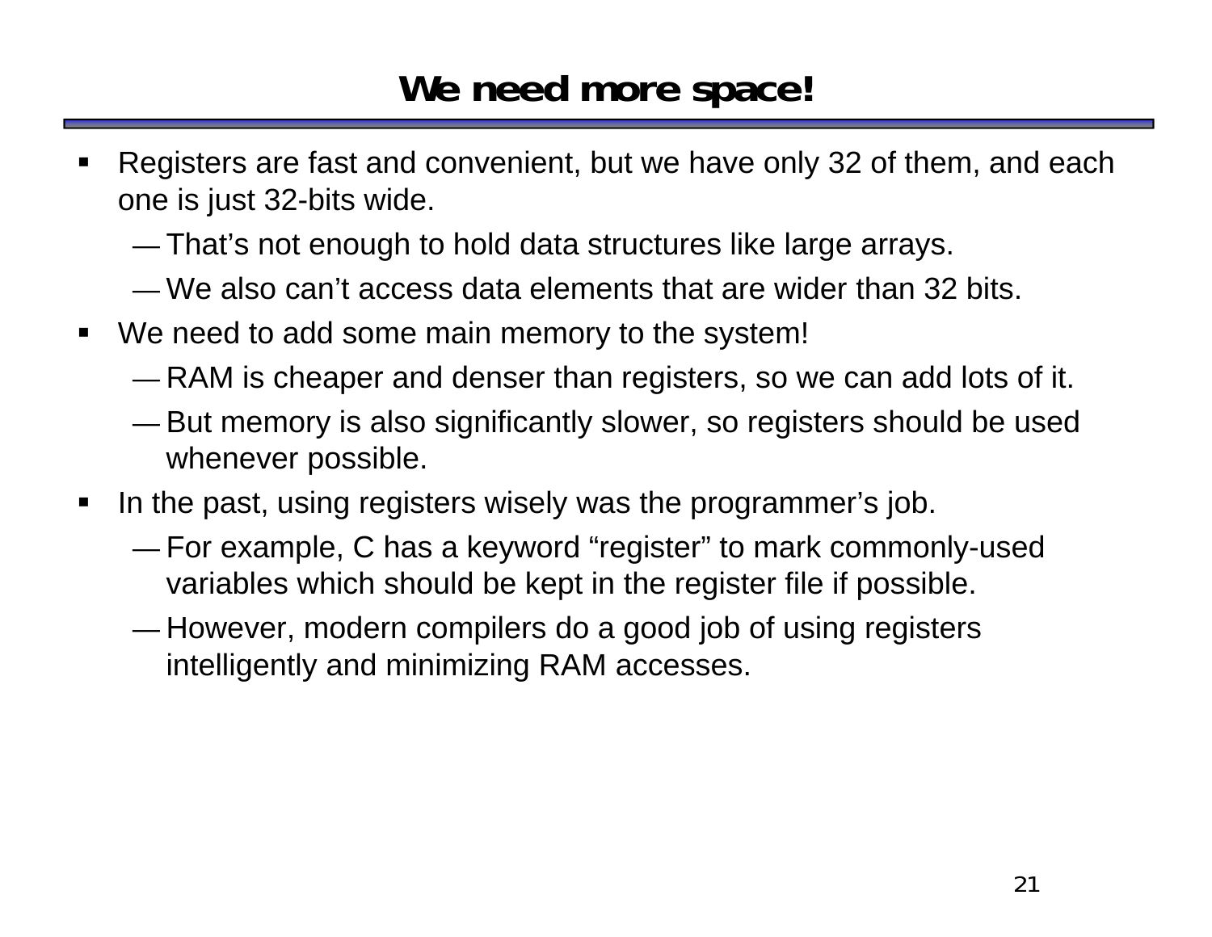# We need more space!

- Registers are fast and convenient, but we have only 32 of them, and each one is just 32-bits wide.
  - That's not enough to hold data structures like large arrays.
  - We also can't access data elements that are wider than 32 bits.
- We need to add some main memory to the system!
  - RAM is cheaper and denser than registers, so we can add lots of it.
  - But memory is also significantly slower, so registers should be used whenever possible.
- In the past, using registers wisely was the programmer's job.
  - For example, C has a keyword "register" to mark commonly-used variables which should be kept in the register file if possible.
  - However, modern compilers do a good job of using registers intelligently and minimizing RAM accesses.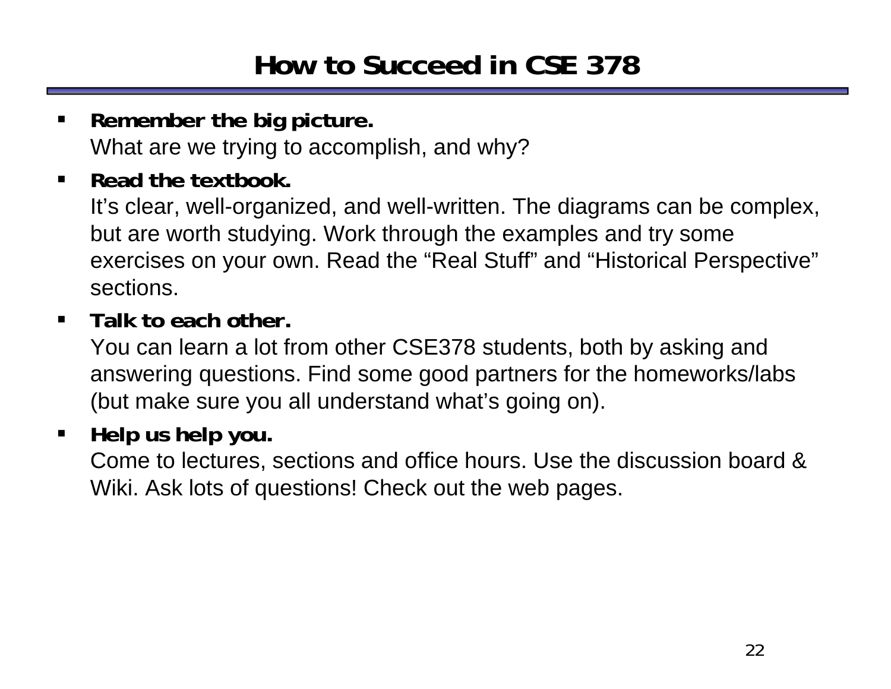# How to Succeed in CSE 378

- **Remember the big picture.**
  What are we trying to accomplish, and why?
- **Read the textbook.**
  It's clear, well-organized, and well-written. The diagrams can be complex, but are worth studying. Work through the examples and try some exercises on your own. Read the "Real Stuff" and "Historical Perspective" sections.
- **Talk to each other.**
  You can learn a lot from other CSE378 students, both by asking and answering questions. Find some good partners for the homeworks/labs (but make sure you all understand what's going on).
- **Help us help you.**
  Come to lectures, sections and office hours. Use the discussion board & Wiki. Ask lots of questions! Check out the web pages.